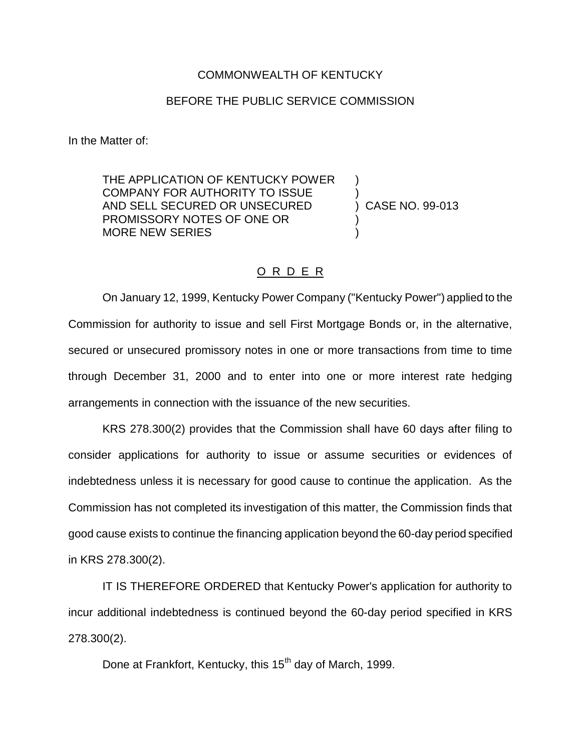COMMONWEALTH OF KENTUCKY

BEFORE THE PUBLIC SERVICE COMMISSION

In the Matter of:

THE APPLICATION OF KENTUCKY POWER COMPANY FOR AUTHORITY TO ISSUE AND SELL SECURED OR UNSECURED PROMISSORY NOTES OF ONE OR MORE NEW SERIES ) CASE NO. 99-013

## O R D E R

On January 12, 1999, Kentucky Power Company ("Kentucky Power") applied to the Commission for authority to issue and sell First Mortgage Bonds or, in the alternative, secured or unsecured promissory notes in one or more transactions from time to time through December 31, 2000 and to enter into one or more interest rate hedging arrangements in connection with the issuance of the new securities.

KRS 278.300(2) provides that the Commission shall have 60 days after filing to consider applications for authority to issue or assume securities or evidences of indebtedness unless it is necessary for good cause to continue the application. As the Commission has not completed its investigation of this matter, the Commission finds that good cause exists to continue the financing application beyond the 60-day period specified in KRS 278.300(2).

IT IS THEREFORE ORDERED that Kentucky Power's application for authority to incur additional indebtedness is continued beyond the 60-day period specified in KRS 278.300(2).

Done at Frankfort, Kentucky, this 15th day of March, 1999.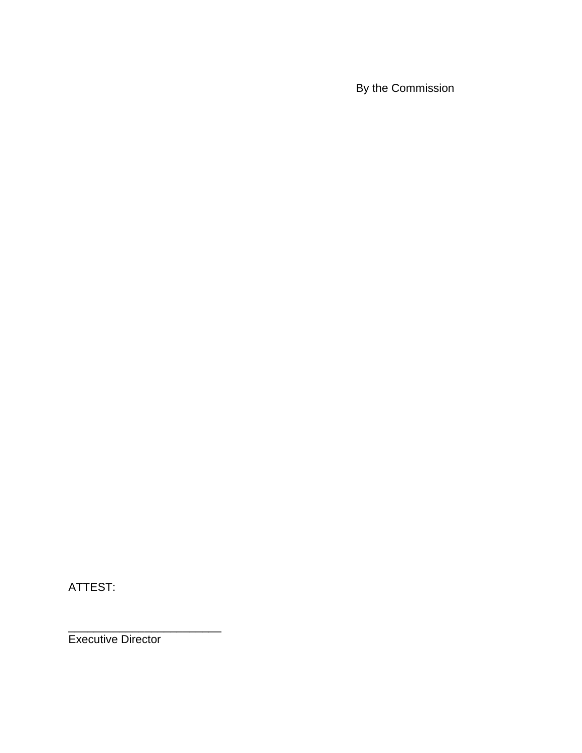By the Commission

ATTEST:

________________________
Executive Director